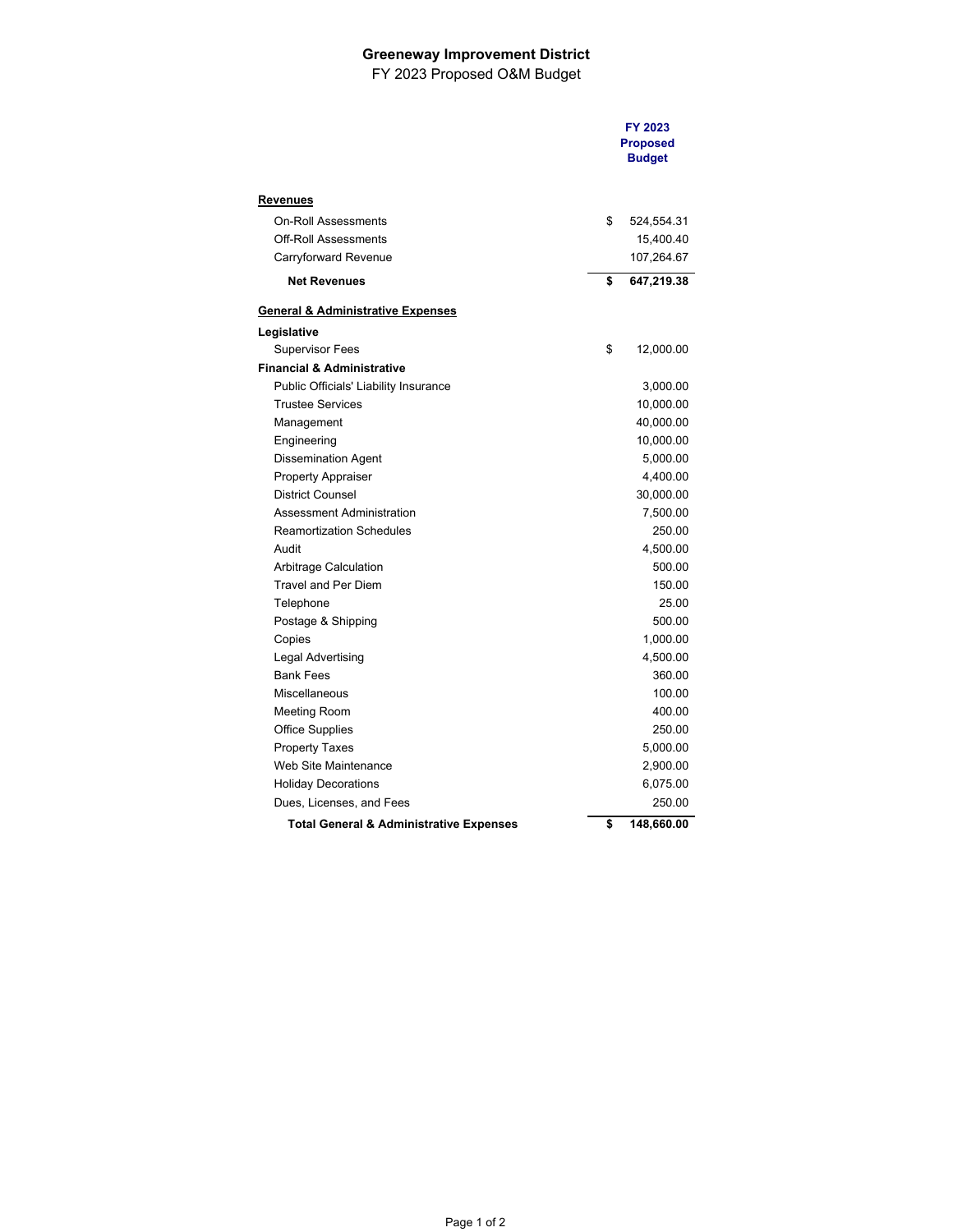# Greeneway Improvement District

FY 2023 Proposed O&M Budget

| | FY 2023 Proposed Budget |
|---|---|
| **Revenues** | |
| On-Roll Assessments | $ 524,554.31 |
| Off-Roll Assessments | 15,400.40 |
| Carryforward Revenue | 107,264.67 |
| **Net Revenues** | **$ 647,219.38** |
| **General & Administrative Expenses** | |
| **Legislative** | |
| Supervisor Fees | $ 12,000.00 |
| **Financial & Administrative** | |
| Public Officials' Liability Insurance | 3,000.00 |
| Trustee Services | 10,000.00 |
| Management | 40,000.00 |
| Engineering | 10,000.00 |
| Dissemination Agent | 5,000.00 |
| Property Appraiser | 4,400.00 |
| District Counsel | 30,000.00 |
| Assessment Administration | 7,500.00 |
| Reamortization Schedules | 250.00 |
| Audit | 4,500.00 |
| Arbitrage Calculation | 500.00 |
| Travel and Per Diem | 150.00 |
| Telephone | 25.00 |
| Postage & Shipping | 500.00 |
| Copies | 1,000.00 |
| Legal Advertising | 4,500.00 |
| Bank Fees | 360.00 |
| Miscellaneous | 100.00 |
| Meeting Room | 400.00 |
| Office Supplies | 250.00 |
| Property Taxes | 5,000.00 |
| Web Site Maintenance | 2,900.00 |
| Holiday Decorations | 6,075.00 |
| Dues, Licenses, and Fees | 250.00 |
| **Total General & Administrative Expenses** | **$ 148,660.00** |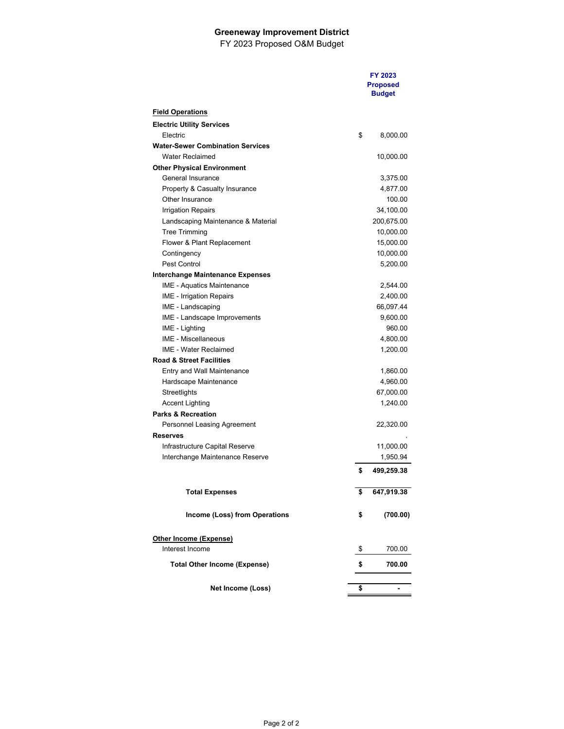# Greeneway Improvement District

FY 2023 Proposed O&M Budget

| | | FY 2023 Proposed Budget |
|---|---|---|
| **Field Operations** | | |
| **Electric Utility Services** | | |
| Electric | $ | 8,000.00 |
| **Water-Sewer Combination Services** | | |
| Water Reclaimed | | 10,000.00 |
| **Other Physical Environment** | | |
| General Insurance | | 3,375.00 |
| Property & Casualty Insurance | | 4,877.00 |
| Other Insurance | | 100.00 |
| Irrigation Repairs | | 34,100.00 |
| Landscaping Maintenance & Material | | 200,675.00 |
| Tree Trimming | | 10,000.00 |
| Flower & Plant Replacement | | 15,000.00 |
| Contingency | | 10,000.00 |
| Pest Control | | 5,200.00 |
| **Interchange Maintenance Expenses** | | |
| IME - Aquatics Maintenance | | 2,544.00 |
| IME - Irrigation Repairs | | 2,400.00 |
| IME - Landscaping | | 66,097.44 |
| IME - Landscape Improvements | | 9,600.00 |
| IME - Lighting | | 960.00 |
| IME - Miscellaneous | | 4,800.00 |
| IME - Water Reclaimed | | 1,200.00 |
| **Road & Street Facilities** | | |
| Entry and Wall Maintenance | | 1,860.00 |
| Hardscape Maintenance | | 4,960.00 |
| Streetlights | | 67,000.00 |
| Accent Lighting | | 1,240.00 |
| **Parks & Recreation** | | |
| Personnel Leasing Agreement | | 22,320.00 |
| **Reserves** | | . |
| Infrastructure Capital Reserve | | 11,000.00 |
| Interchange Maintenance Reserve | | 1,950.94 |
| | **$** | **499,259.38** |
| **Total Expenses** | **$** | **647,919.38** |
| **Income (Loss) from Operations** | **$** | **(700.00)** |
| **Other Income (Expense)** | | |
| Interest Income | $ | 700.00 |
| **Total Other Income (Expense)** | **$** | **700.00** |
| **Net Income (Loss)** | **$** | **-** |